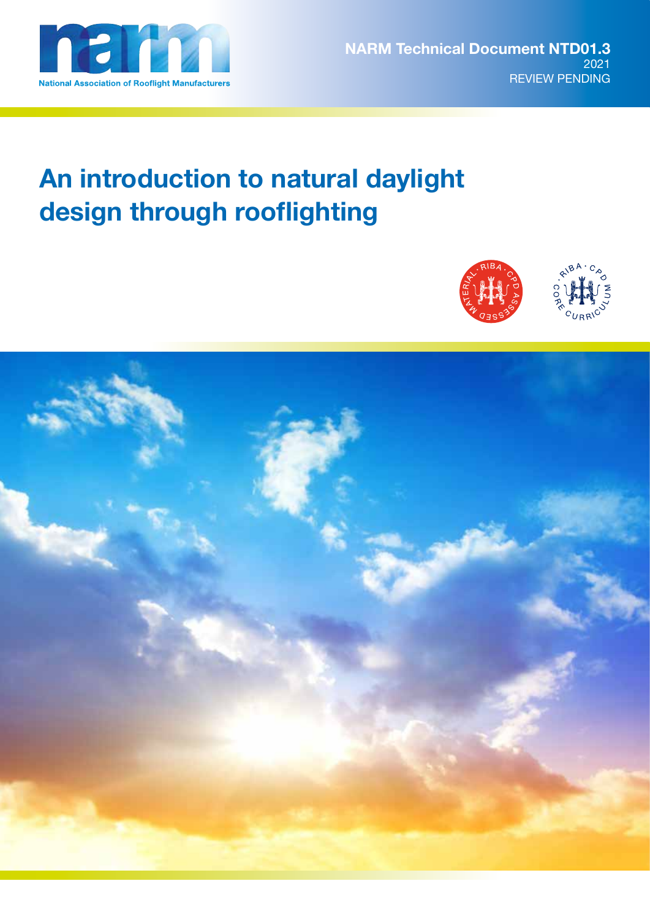National Association of Rooflight Manufacturers

**NARM Technical Document NTD01.3**
2021
REVIEW PENDING

# An introduction to natural daylight design through rooflighting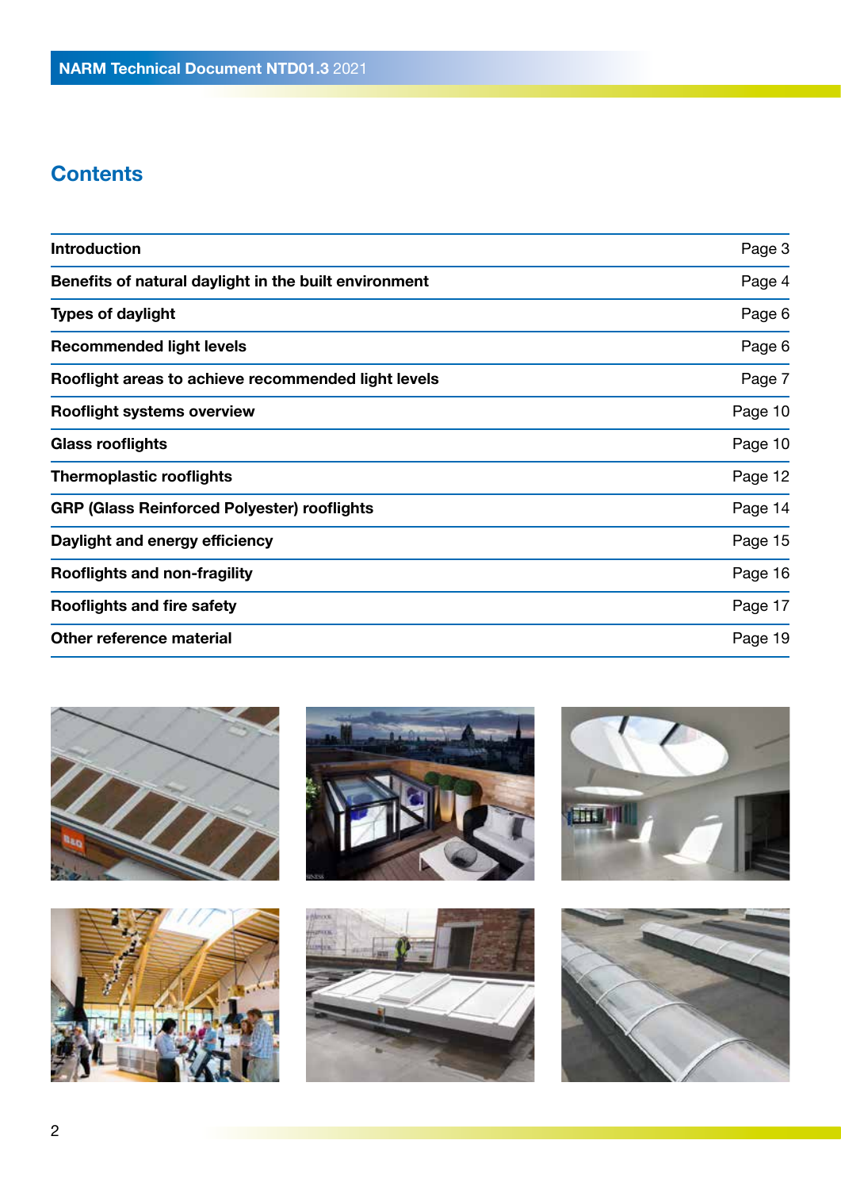## Contents

| | |
|---|---|
| **Introduction** | Page 3 |
| **Benefits of natural daylight in the built environment** | Page 4 |
| **Types of daylight** | Page 6 |
| **Recommended light levels** | Page 6 |
| **Rooflight areas to achieve recommended light levels** | Page 7 |
| **Rooflight systems overview** | Page 10 |
| **Glass rooflights** | Page 10 |
| **Thermoplastic rooflights** | Page 12 |
| **GRP (Glass Reinforced Polyester) rooflights** | Page 14 |
| **Daylight and energy efficiency** | Page 15 |
| **Rooflights and non-fragility** | Page 16 |
| **Rooflights and fire safety** | Page 17 |
| **Other reference material** | Page 19 |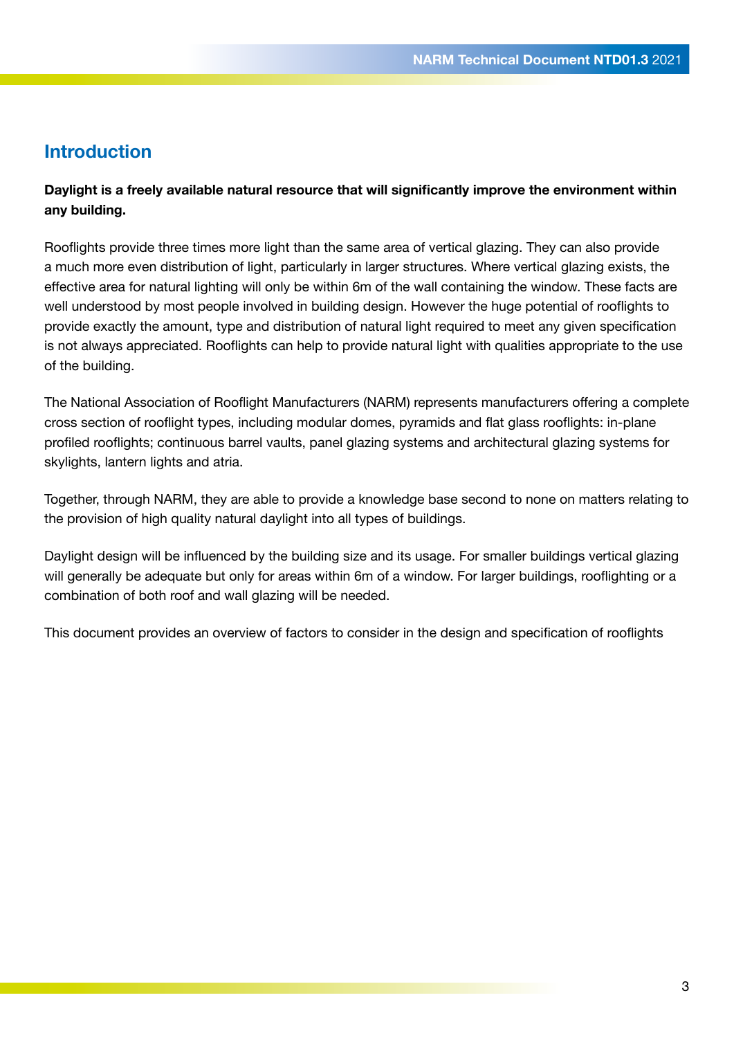## Introduction

**Daylight is a freely available natural resource that will significantly improve the environment within any building.**

Rooflights provide three times more light than the same area of vertical glazing. They can also provide a much more even distribution of light, particularly in larger structures. Where vertical glazing exists, the effective area for natural lighting will only be within 6m of the wall containing the window. These facts are well understood by most people involved in building design. However the huge potential of rooflights to provide exactly the amount, type and distribution of natural light required to meet any given specification is not always appreciated. Rooflights can help to provide natural light with qualities appropriate to the use of the building.

The National Association of Rooflight Manufacturers (NARM) represents manufacturers offering a complete cross section of rooflight types, including modular domes, pyramids and flat glass rooflights: in-plane profiled rooflights; continuous barrel vaults, panel glazing systems and architectural glazing systems for skylights, lantern lights and atria.

Together, through NARM, they are able to provide a knowledge base second to none on matters relating to the provision of high quality natural daylight into all types of buildings.

Daylight design will be influenced by the building size and its usage. For smaller buildings vertical glazing will generally be adequate but only for areas within 6m of a window. For larger buildings, rooflighting or a combination of both roof and wall glazing will be needed.

This document provides an overview of factors to consider in the design and specification of rooflights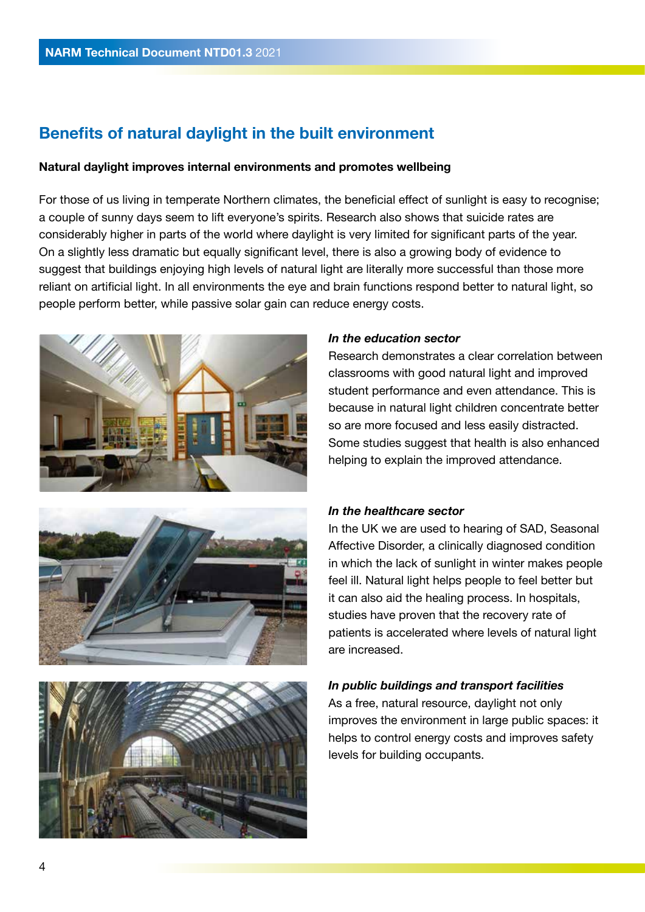## Benefits of natural daylight in the built environment

**Natural daylight improves internal environments and promotes wellbeing**

For those of us living in temperate Northern climates, the beneficial effect of sunlight is easy to recognise; a couple of sunny days seem to lift everyone's spirits. Research also shows that suicide rates are considerably higher in parts of the world where daylight is very limited for significant parts of the year. On a slightly less dramatic but equally significant level, there is also a growing body of evidence to suggest that buildings enjoying high levels of natural light are literally more successful than those more reliant on artificial light. In all environments the eye and brain functions respond better to natural light, so people perform better, while passive solar gain can reduce energy costs.

***In the education sector***

Research demonstrates a clear correlation between classrooms with good natural light and improved student performance and even attendance. This is because in natural light children concentrate better so are more focused and less easily distracted. Some studies suggest that health is also enhanced helping to explain the improved attendance.

***In the healthcare sector***

In the UK we are used to hearing of SAD, Seasonal Affective Disorder, a clinically diagnosed condition in which the lack of sunlight in winter makes people feel ill. Natural light helps people to feel better but it can also aid the healing process. In hospitals, studies have proven that the recovery rate of patients is accelerated where levels of natural light are increased.

***In public buildings and transport facilities***

As a free, natural resource, daylight not only improves the environment in large public spaces: it helps to control energy costs and improves safety levels for building occupants.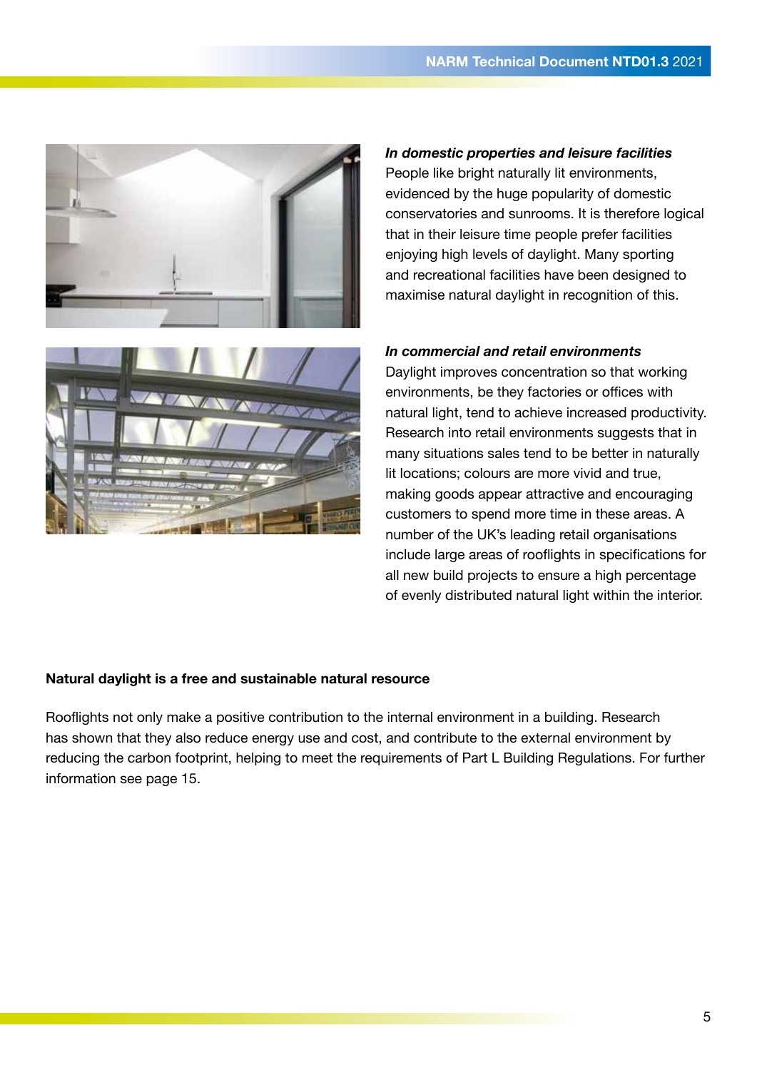***In domestic properties and leisure facilities***

People like bright naturally lit environments, evidenced by the huge popularity of domestic conservatories and sunrooms. It is therefore logical that in their leisure time people prefer facilities enjoying high levels of daylight. Many sporting and recreational facilities have been designed to maximise natural daylight in recognition of this.

***In commercial and retail environments***

Daylight improves concentration so that working environments, be they factories or offices with natural light, tend to achieve increased productivity. Research into retail environments suggests that in many situations sales tend to be better in naturally lit locations; colours are more vivid and true, making goods appear attractive and encouraging customers to spend more time in these areas. A number of the UK's leading retail organisations include large areas of rooflights in specifications for all new build projects to ensure a high percentage of evenly distributed natural light within the interior.

**Natural daylight is a free and sustainable natural resource**

Rooflights not only make a positive contribution to the internal environment in a building. Research has shown that they also reduce energy use and cost, and contribute to the external environment by reducing the carbon footprint, helping to meet the requirements of Part L Building Regulations. For further information see page 15.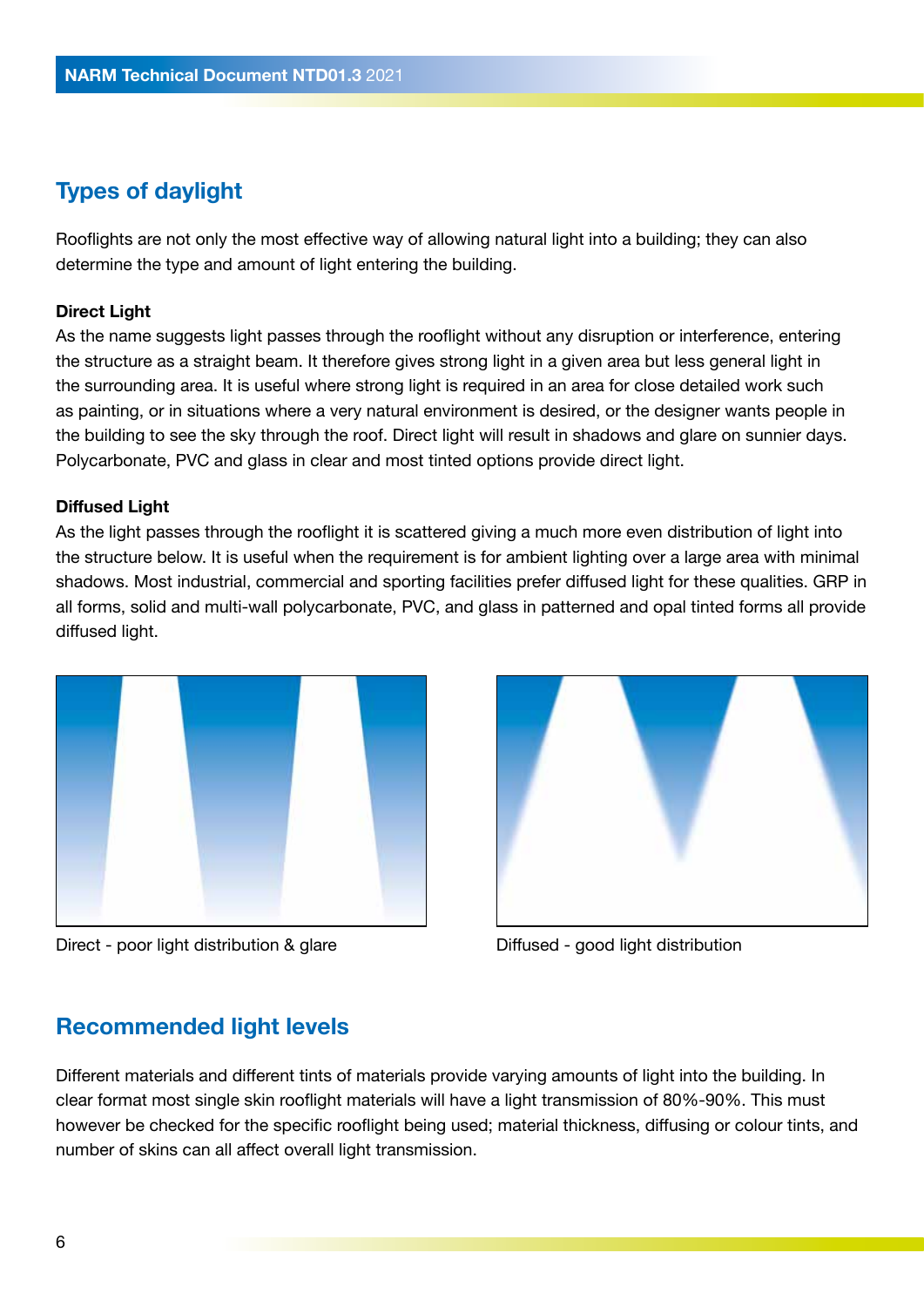## Types of daylight

Rooflights are not only the most effective way of allowing natural light into a building; they can also determine the type and amount of light entering the building.

**Direct Light**

As the name suggests light passes through the rooflight without any disruption or interference, entering the structure as a straight beam. It therefore gives strong light in a given area but less general light in the surrounding area. It is useful where strong light is required in an area for close detailed work such as painting, or in situations where a very natural environment is desired, or the designer wants people in the building to see the sky through the roof. Direct light will result in shadows and glare on sunnier days. Polycarbonate, PVC and glass in clear and most tinted options provide direct light.

**Diffused Light**

As the light passes through the rooflight it is scattered giving a much more even distribution of light into the structure below. It is useful when the requirement is for ambient lighting over a large area with minimal shadows. Most industrial, commercial and sporting facilities prefer diffused light for these qualities. GRP in all forms, solid and multi-wall polycarbonate, PVC, and glass in patterned and opal tinted forms all provide diffused light.

Direct - poor light distribution & glare

Diffused - good light distribution

## Recommended light levels

Different materials and different tints of materials provide varying amounts of light into the building. In clear format most single skin rooflight materials will have a light transmission of 80%-90%. This must however be checked for the specific rooflight being used; material thickness, diffusing or colour tints, and number of skins can all affect overall light transmission.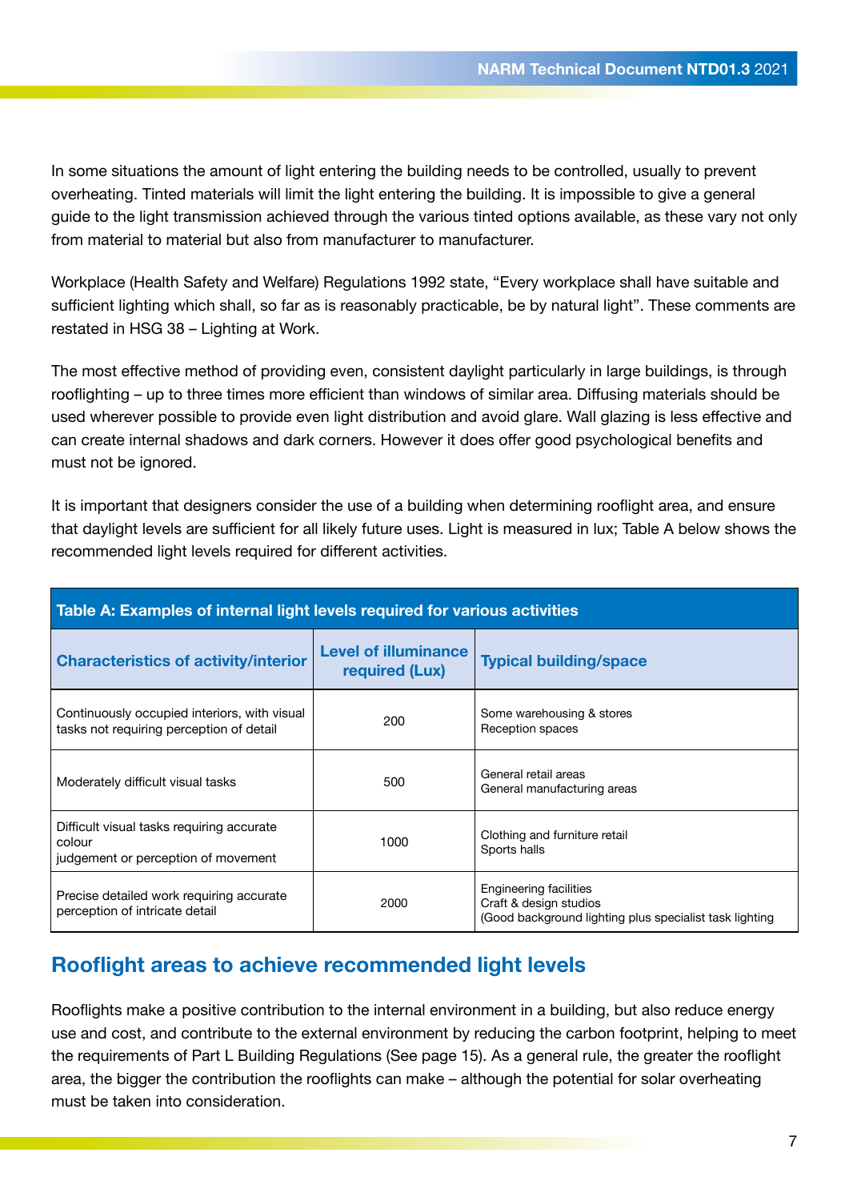In some situations the amount of light entering the building needs to be controlled, usually to prevent overheating. Tinted materials will limit the light entering the building. It is impossible to give a general guide to the light transmission achieved through the various tinted options available, as these vary not only from material to material but also from manufacturer to manufacturer.

Workplace (Health Safety and Welfare) Regulations 1992 state, "Every workplace shall have suitable and sufficient lighting which shall, so far as is reasonably practicable, be by natural light". These comments are restated in HSG 38 – Lighting at Work.

The most effective method of providing even, consistent daylight particularly in large buildings, is through rooflighting – up to three times more efficient than windows of similar area. Diffusing materials should be used wherever possible to provide even light distribution and avoid glare. Wall glazing is less effective and can create internal shadows and dark corners. However it does offer good psychological benefits and must not be ignored.

It is important that designers consider the use of a building when determining rooflight area, and ensure that daylight levels are sufficient for all likely future uses. Light is measured in lux; Table A below shows the recommended light levels required for different activities.

**Table A: Examples of internal light levels required for various activities**

| Characteristics of activity/interior | Level of illuminance required (Lux) | Typical building/space |
|---|---|---|
| Continuously occupied interiors, with visual tasks not requiring perception of detail | 200 | Some warehousing & stores<br>Reception spaces |
| Moderately difficult visual tasks | 500 | General retail areas<br>General manufacturing areas |
| Difficult visual tasks requiring accurate colour<br>judgement or perception of movement | 1000 | Clothing and furniture retail<br>Sports halls |
| Precise detailed work requiring accurate perception of intricate detail | 2000 | Engineering facilities<br>Craft & design studios<br>(Good background lighting plus specialist task lighting |

## Rooflight areas to achieve recommended light levels

Rooflights make a positive contribution to the internal environment in a building, but also reduce energy use and cost, and contribute to the external environment by reducing the carbon footprint, helping to meet the requirements of Part L Building Regulations (See page 15). As a general rule, the greater the rooflight area, the bigger the contribution the rooflights can make – although the potential for solar overheating must be taken into consideration.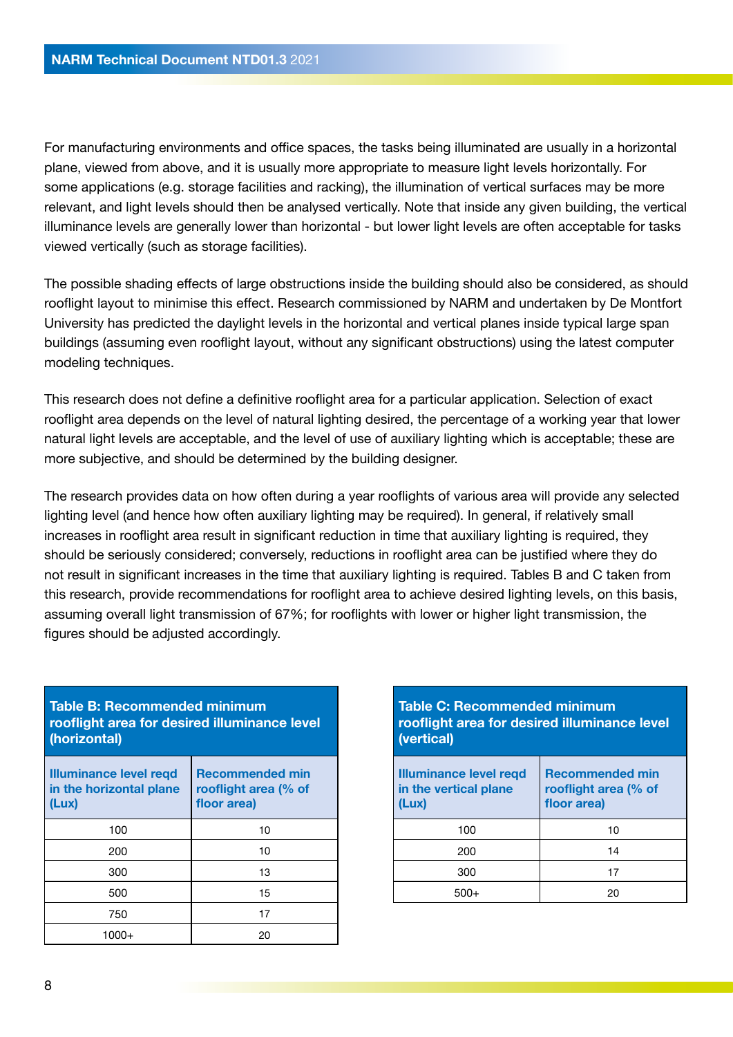For manufacturing environments and office spaces, the tasks being illuminated are usually in a horizontal plane, viewed from above, and it is usually more appropriate to measure light levels horizontally. For some applications (e.g. storage facilities and racking), the illumination of vertical surfaces may be more relevant, and light levels should then be analysed vertically. Note that inside any given building, the vertical illuminance levels are generally lower than horizontal - but lower light levels are often acceptable for tasks viewed vertically (such as storage facilities).

The possible shading effects of large obstructions inside the building should also be considered, as should rooflight layout to minimise this effect. Research commissioned by NARM and undertaken by De Montfort University has predicted the daylight levels in the horizontal and vertical planes inside typical large span buildings (assuming even rooflight layout, without any significant obstructions) using the latest computer modeling techniques.

This research does not define a definitive rooflight area for a particular application. Selection of exact rooflight area depends on the level of natural lighting desired, the percentage of a working year that lower natural light levels are acceptable, and the level of use of auxiliary lighting which is acceptable; these are more subjective, and should be determined by the building designer.

The research provides data on how often during a year rooflights of various area will provide any selected lighting level (and hence how often auxiliary lighting may be required). In general, if relatively small increases in rooflight area result in significant reduction in time that auxiliary lighting is required, they should be seriously considered; conversely, reductions in rooflight area can be justified where they do not result in significant increases in the time that auxiliary lighting is required. Tables B and C taken from this research, provide recommendations for rooflight area to achieve desired lighting levels, on this basis, assuming overall light transmission of 67%; for rooflights with lower or higher light transmission, the figures should be adjusted accordingly.

**Table B: Recommended minimum rooflight area for desired illuminance level (horizontal)**

| Illuminance level reqd in the horizontal plane (Lux) | Recommended min rooflight area (% of floor area) |
|---|---|
| 100 | 10 |
| 200 | 10 |
| 300 | 13 |
| 500 | 15 |
| 750 | 17 |
| 1000+ | 20 |

**Table C: Recommended minimum rooflight area for desired illuminance level (vertical)**

| Illuminance level reqd in the vertical plane (Lux) | Recommended min rooflight area (% of floor area) |
|---|---|
| 100 | 10 |
| 200 | 14 |
| 300 | 17 |
| 500+ | 20 |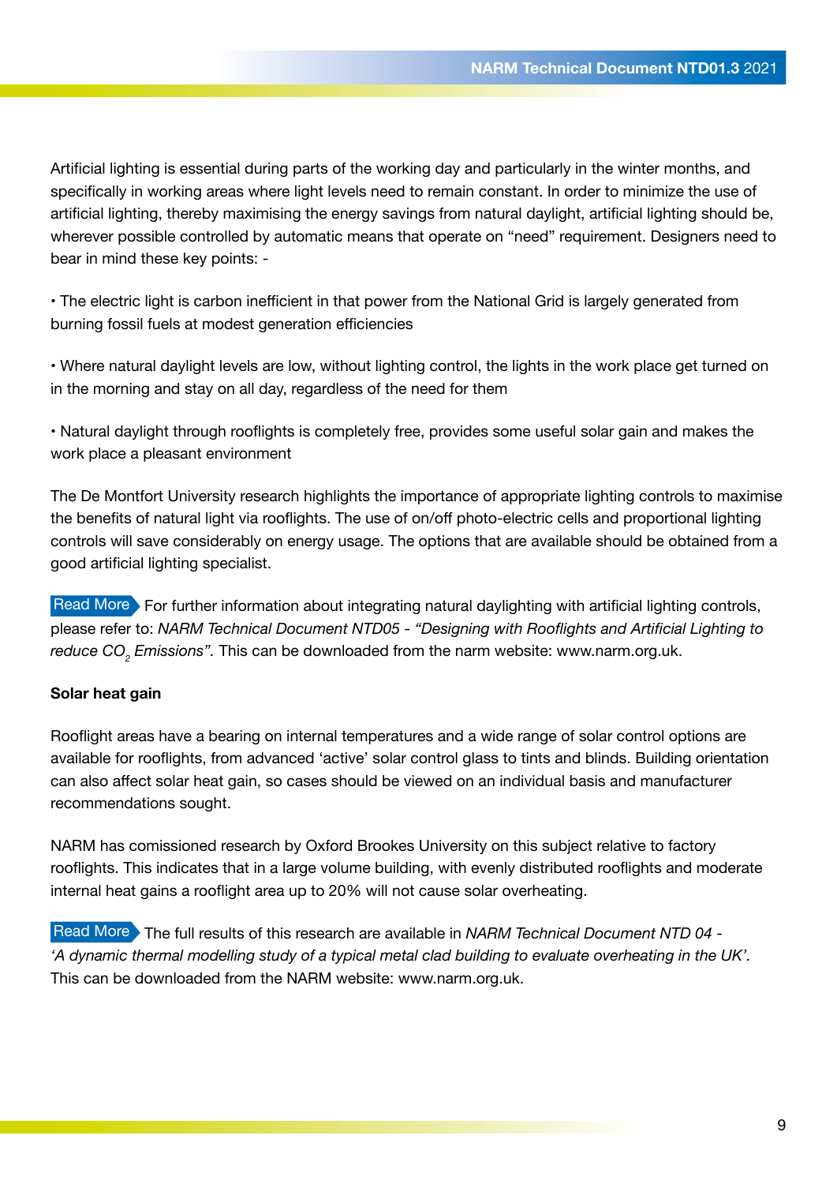Artificial lighting is essential during parts of the working day and particularly in the winter months, and specifically in working areas where light levels need to remain constant. In order to minimize the use of artificial lighting, thereby maximising the energy savings from natural daylight, artificial lighting should be, wherever possible controlled by automatic means that operate on "need" requirement. Designers need to bear in mind these key points: -

• The electric light is carbon inefficient in that power from the National Grid is largely generated from burning fossil fuels at modest generation efficiencies

• Where natural daylight levels are low, without lighting control, the lights in the work place get turned on in the morning and stay on all day, regardless of the need for them

• Natural daylight through rooflights is completely free, provides some useful solar gain and makes the work place a pleasant environment

The De Montfort University research highlights the importance of appropriate lighting controls to maximise the benefits of natural light via rooflights. The use of on/off photo-electric cells and proportional lighting controls will save considerably on energy usage. The options that are available should be obtained from a good artificial lighting specialist.

Read More For further information about integrating natural daylighting with artificial lighting controls, please refer to: *NARM Technical Document NTD05 - "Designing with Rooflights and Artificial Lighting to reduce $CO_2$ Emissions".* This can be downloaded from the narm website: www.narm.org.uk.

**Solar heat gain**

Rooflight areas have a bearing on internal temperatures and a wide range of solar control options are available for rooflights, from advanced 'active' solar control glass to tints and blinds. Building orientation can also affect solar heat gain, so cases should be viewed on an individual basis and manufacturer recommendations sought.

NARM has comissioned research by Oxford Brookes University on this subject relative to factory rooflights. This indicates that in a large volume building, with evenly distributed rooflights and moderate internal heat gains a rooflight area up to 20% will not cause solar overheating.

Read More The full results of this research are available in *NARM Technical Document NTD 04 - 'A dynamic thermal modelling study of a typical metal clad building to evaluate overheating in the UK'.* This can be downloaded from the NARM website: www.narm.org.uk.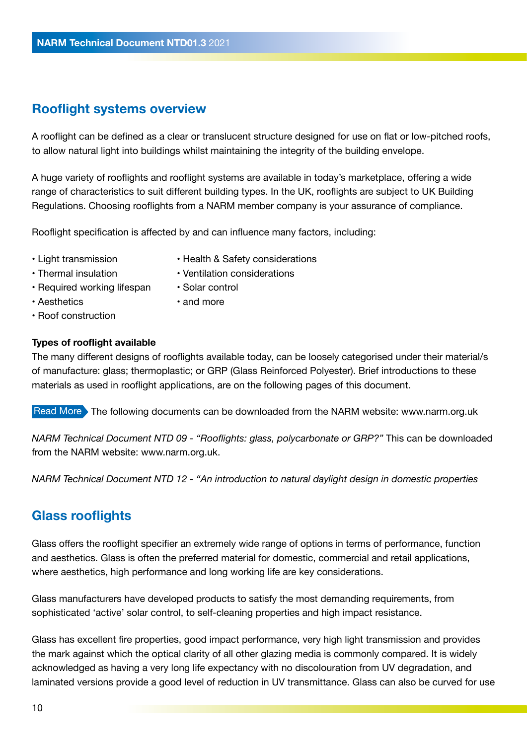## Rooflight systems overview

A rooflight can be defined as a clear or translucent structure designed for use on flat or low-pitched roofs, to allow natural light into buildings whilst maintaining the integrity of the building envelope.

A huge variety of rooflights and rooflight systems are available in today's marketplace, offering a wide range of characteristics to suit different building types. In the UK, rooflights are subject to UK Building Regulations. Choosing rooflights from a NARM member company is your assurance of compliance.

Rooflight specification is affected by and can influence many factors, including:

- Light transmission
- Thermal insulation
- Required working lifespan
- Aesthetics
- Roof construction
- Health & Safety considerations
- Ventilation considerations
- Solar control
- and more

**Types of rooflight available**

The many different designs of rooflights available today, can be loosely categorised under their material/s of manufacture: glass; thermoplastic; or GRP (Glass Reinforced Polyester). Brief introductions to these materials as used in rooflight applications, are on the following pages of this document.

Read More The following documents can be downloaded from the NARM website: www.narm.org.uk

*NARM Technical Document NTD 09 - "Rooflights: glass, polycarbonate or GRP?"* This can be downloaded from the NARM website: www.narm.org.uk.

*NARM Technical Document NTD 12 - "An introduction to natural daylight design in domestic properties*

## Glass rooflights

Glass offers the rooflight specifier an extremely wide range of options in terms of performance, function and aesthetics. Glass is often the preferred material for domestic, commercial and retail applications, where aesthetics, high performance and long working life are key considerations.

Glass manufacturers have developed products to satisfy the most demanding requirements, from sophisticated 'active' solar control, to self-cleaning properties and high impact resistance.

Glass has excellent fire properties, good impact performance, very high light transmission and provides the mark against which the optical clarity of all other glazing media is commonly compared. It is widely acknowledged as having a very long life expectancy with no discolouration from UV degradation, and laminated versions provide a good level of reduction in UV transmittance. Glass can also be curved for use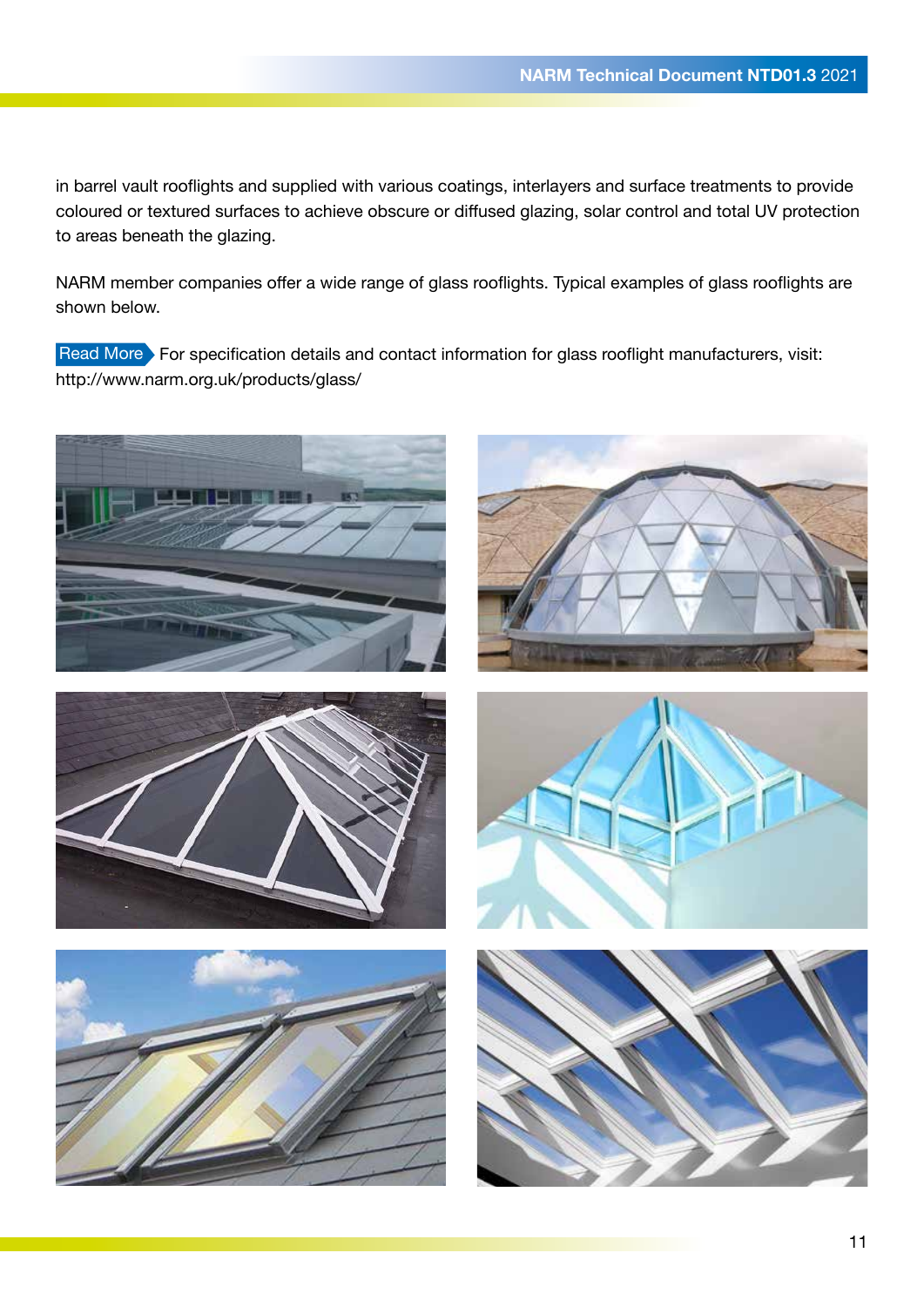in barrel vault rooflights and supplied with various coatings, interlayers and surface treatments to provide coloured or textured surfaces to achieve obscure or diffused glazing, solar control and total UV protection to areas beneath the glazing.

NARM member companies offer a wide range of glass rooflights. Typical examples of glass rooflights are shown below.

**Read More** For specification details and contact information for glass rooflight manufacturers, visit: http://www.narm.org.uk/products/glass/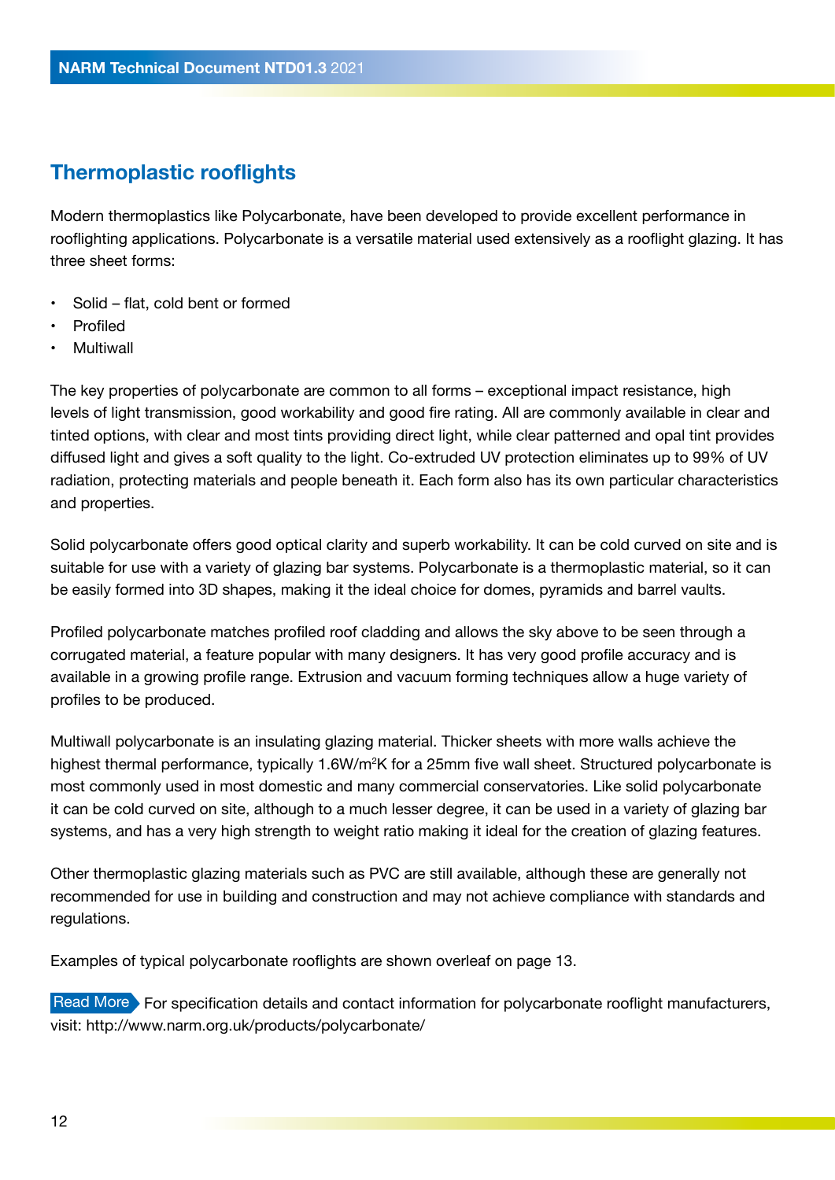## Thermoplastic rooflights

Modern thermoplastics like Polycarbonate, have been developed to provide excellent performance in rooflighting applications. Polycarbonate is a versatile material used extensively as a rooflight glazing. It has three sheet forms:

- Solid – flat, cold bent or formed
- Profiled
- Multiwall

The key properties of polycarbonate are common to all forms – exceptional impact resistance, high levels of light transmission, good workability and good fire rating. All are commonly available in clear and tinted options, with clear and most tints providing direct light, while clear patterned and opal tint provides diffused light and gives a soft quality to the light. Co-extruded UV protection eliminates up to 99% of UV radiation, protecting materials and people beneath it. Each form also has its own particular characteristics and properties.

Solid polycarbonate offers good optical clarity and superb workability. It can be cold curved on site and is suitable for use with a variety of glazing bar systems. Polycarbonate is a thermoplastic material, so it can be easily formed into 3D shapes, making it the ideal choice for domes, pyramids and barrel vaults.

Profiled polycarbonate matches profiled roof cladding and allows the sky above to be seen through a corrugated material, a feature popular with many designers. It has very good profile accuracy and is available in a growing profile range. Extrusion and vacuum forming techniques allow a huge variety of profiles to be produced.

Multiwall polycarbonate is an insulating glazing material. Thicker sheets with more walls achieve the highest thermal performance, typically 1.6W/m$^2$K for a 25mm five wall sheet. Structured polycarbonate is most commonly used in most domestic and many commercial conservatories. Like solid polycarbonate it can be cold curved on site, although to a much lesser degree, it can be used in a variety of glazing bar systems, and has a very high strength to weight ratio making it ideal for the creation of glazing features.

Other thermoplastic glazing materials such as PVC are still available, although these are generally not recommended for use in building and construction and may not achieve compliance with standards and regulations.

Examples of typical polycarbonate rooflights are shown overleaf on page 13.

Read More For specification details and contact information for polycarbonate rooflight manufacturers, visit: http://www.narm.org.uk/products/polycarbonate/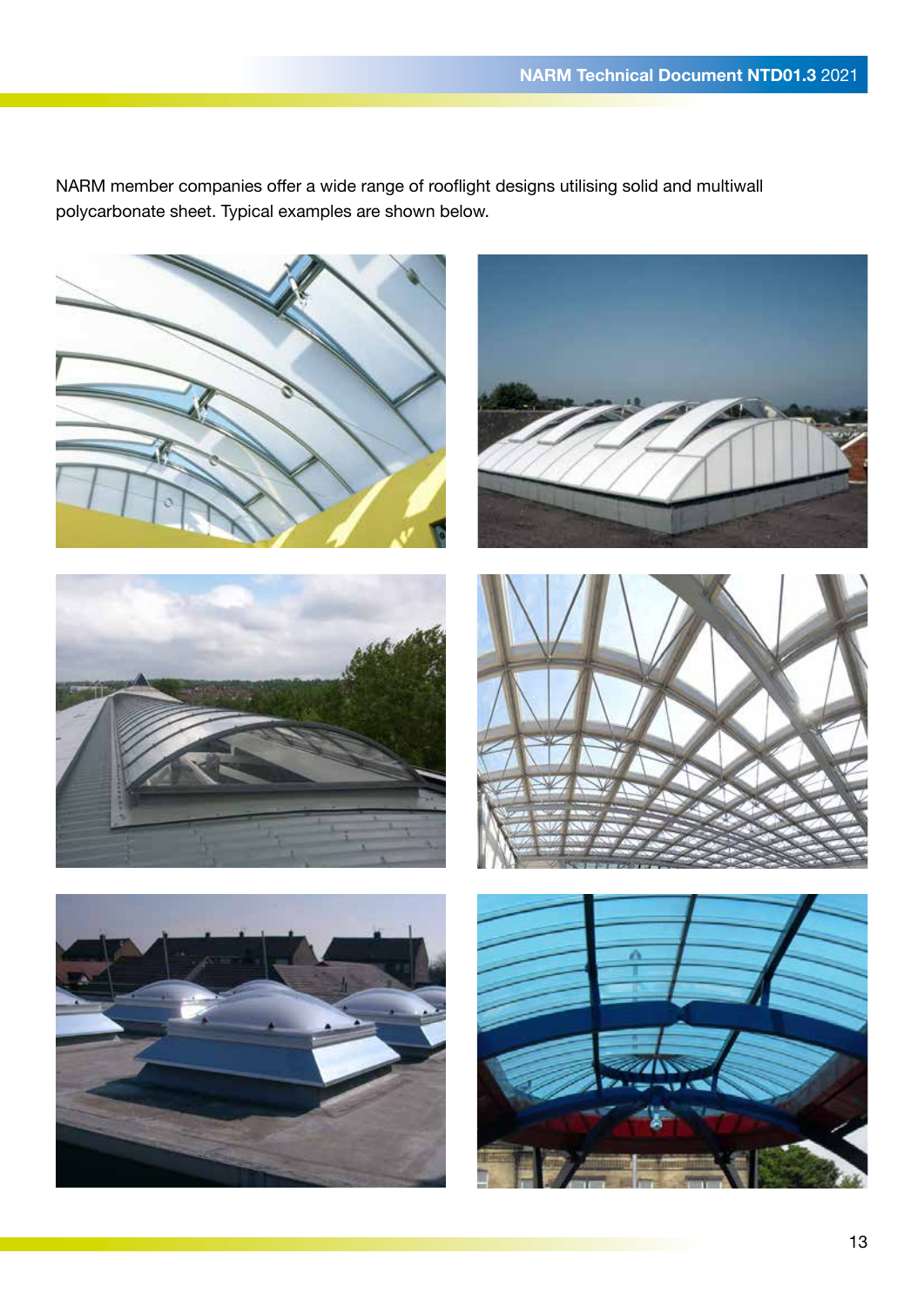NARM member companies offer a wide range of rooflight designs utilising solid and multiwall polycarbonate sheet. Typical examples are shown below.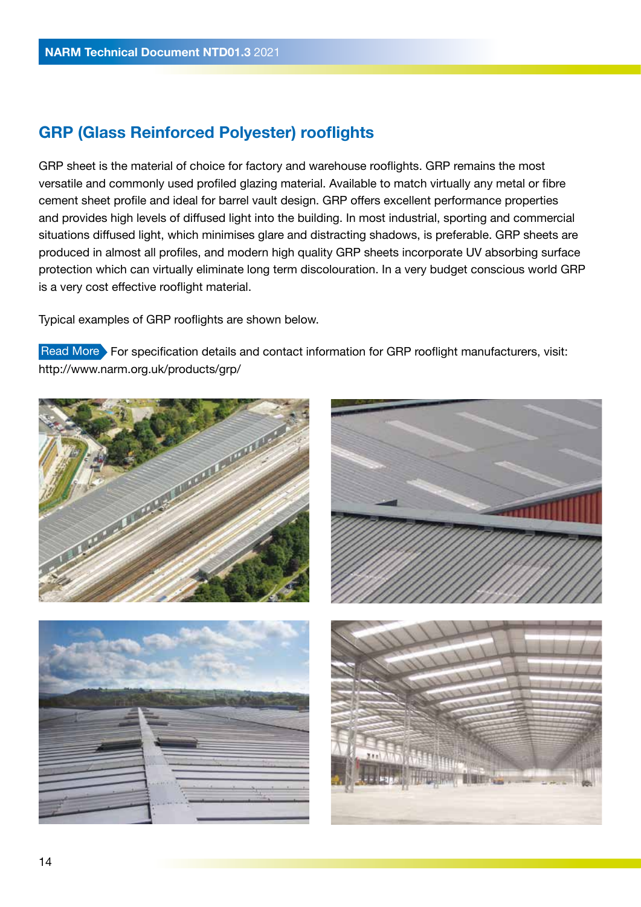## GRP (Glass Reinforced Polyester) rooflights

GRP sheet is the material of choice for factory and warehouse rooflights. GRP remains the most versatile and commonly used profiled glazing material. Available to match virtually any metal or fibre cement sheet profile and ideal for barrel vault design. GRP offers excellent performance properties and provides high levels of diffused light into the building. In most industrial, sporting and commercial situations diffused light, which minimises glare and distracting shadows, is preferable. GRP sheets are produced in almost all profiles, and modern high quality GRP sheets incorporate UV absorbing surface protection which can virtually eliminate long term discolouration. In a very budget conscious world GRP is a very cost effective rooflight material.

Typical examples of GRP rooflights are shown below.

Read More For specification details and contact information for GRP rooflight manufacturers, visit: http://www.narm.org.uk/products/grp/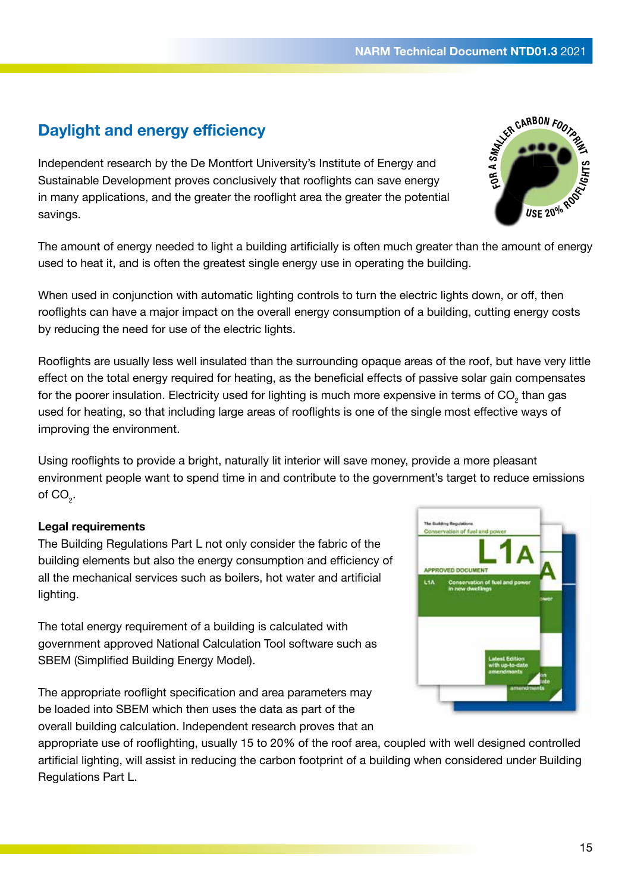## Daylight and energy efficiency

Independent research by the De Montfort University's Institute of Energy and Sustainable Development proves conclusively that rooflights can save energy in many applications, and the greater the rooflight area the greater the potential savings.

The amount of energy needed to light a building artificially is often much greater than the amount of energy used to heat it, and is often the greatest single energy use in operating the building.

When used in conjunction with automatic lighting controls to turn the electric lights down, or off, then rooflights can have a major impact on the overall energy consumption of a building, cutting energy costs by reducing the need for use of the electric lights.

Rooflights are usually less well insulated than the surrounding opaque areas of the roof, but have very little effect on the total energy required for heating, as the beneficial effects of passive solar gain compensates for the poorer insulation. Electricity used for lighting is much more expensive in terms of $CO_2$ than gas used for heating, so that including large areas of rooflights is one of the single most effective ways of improving the environment.

Using rooflights to provide a bright, naturally lit interior will save money, provide a more pleasant environment people want to spend time in and contribute to the government's target to reduce emissions of $CO_2$.

**Legal requirements**

The Building Regulations Part L not only consider the fabric of the building elements but also the energy consumption and efficiency of all the mechanical services such as boilers, hot water and artificial lighting.

The total energy requirement of a building is calculated with government approved National Calculation Tool software such as SBEM (Simplified Building Energy Model).

The appropriate rooflight specification and area parameters may be loaded into SBEM which then uses the data as part of the overall building calculation. Independent research proves that an appropriate use of rooflighting, usually 15 to 20% of the roof area, coupled with well designed controlled artificial lighting, will assist in reducing the carbon footprint of a building when considered under Building Regulations Part L.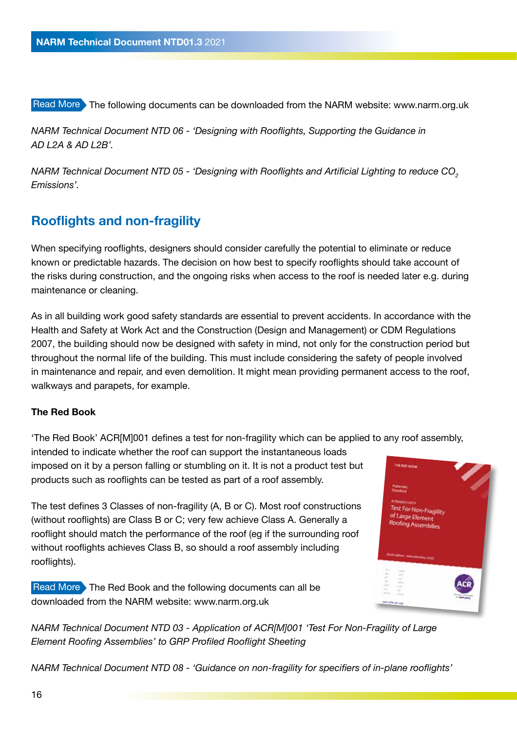Read More The following documents can be downloaded from the NARM website: www.narm.org.uk

*NARM Technical Document NTD 06 - 'Designing with Rooflights, Supporting the Guidance in AD L2A & AD L2B'.*

*NARM Technical Document NTD 05 - 'Designing with Rooflights and Artificial Lighting to reduce $CO_2$ Emissions'.*

## Rooflights and non-fragility

When specifying rooflights, designers should consider carefully the potential to eliminate or reduce known or predictable hazards. The decision on how best to specify rooflights should take account of the risks during construction, and the ongoing risks when access to the roof is needed later e.g. during maintenance or cleaning.

As in all building work good safety standards are essential to prevent accidents. In accordance with the Health and Safety at Work Act and the Construction (Design and Management) or CDM Regulations 2007, the building should now be designed with safety in mind, not only for the construction period but throughout the normal life of the building. This must include considering the safety of people involved in maintenance and repair, and even demolition. It might mean providing permanent access to the roof, walkways and parapets, for example.

**The Red Book**

'The Red Book' ACR[M]001 defines a test for non-fragility which can be applied to any roof assembly, intended to indicate whether the roof can support the instantaneous loads imposed on it by a person falling or stumbling on it. It is not a product test but products such as rooflights can be tested as part of a roof assembly.

The test defines 3 Classes of non-fragility (A, B or C). Most roof constructions (without rooflights) are Class B or C; very few achieve Class A. Generally a rooflight should match the performance of the roof (eg if the surrounding roof without rooflights achieves Class B, so should a roof assembly including rooflights).

Read More The Red Book and the following documents can all be downloaded from the NARM website: www.narm.org.uk

*NARM Technical Document NTD 03 - Application of ACR[M]001 'Test For Non-Fragility of Large Element Roofing Assemblies' to GRP Profiled Rooflight Sheeting*

*NARM Technical Document NTD 08 - 'Guidance on non-fragility for specifiers of in-plane rooflights'*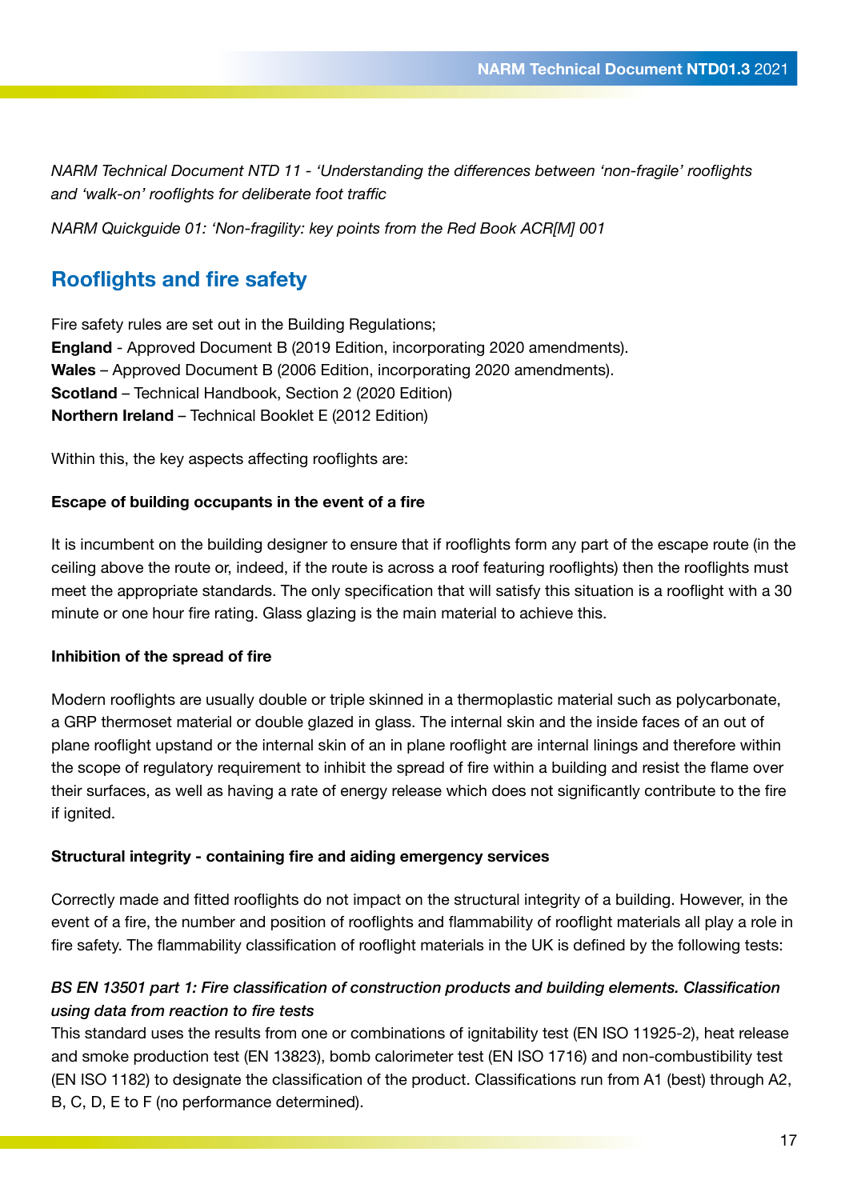*NARM Technical Document NTD 11 - 'Understanding the differences between 'non-fragile' rooflights and 'walk-on' rooflights for deliberate foot traffic*

*NARM Quickguide 01: 'Non-fragility: key points from the Red Book ACR[M] 001*

## Rooflights and fire safety

Fire safety rules are set out in the Building Regulations;
**England** - Approved Document B (2019 Edition, incorporating 2020 amendments).
**Wales** – Approved Document B (2006 Edition, incorporating 2020 amendments).
**Scotland** – Technical Handbook, Section 2 (2020 Edition)
**Northern Ireland** – Technical Booklet E (2012 Edition)

Within this, the key aspects affecting rooflights are:

**Escape of building occupants in the event of a fire**

It is incumbent on the building designer to ensure that if rooflights form any part of the escape route (in the ceiling above the route or, indeed, if the route is across a roof featuring rooflights) then the rooflights must meet the appropriate standards. The only specification that will satisfy this situation is a rooflight with a 30 minute or one hour fire rating. Glass glazing is the main material to achieve this.

**Inhibition of the spread of fire**

Modern rooflights are usually double or triple skinned in a thermoplastic material such as polycarbonate, a GRP thermoset material or double glazed in glass. The internal skin and the inside faces of an out of plane rooflight upstand or the internal skin of an in plane rooflight are internal linings and therefore within the scope of regulatory requirement to inhibit the spread of fire within a building and resist the flame over their surfaces, as well as having a rate of energy release which does not significantly contribute to the fire if ignited.

**Structural integrity - containing fire and aiding emergency services**

Correctly made and fitted rooflights do not impact on the structural integrity of a building. However, in the event of a fire, the number and position of rooflights and flammability of rooflight materials all play a role in fire safety. The flammability classification of rooflight materials in the UK is defined by the following tests:

*BS EN 13501 part 1: Fire classification of construction products and building elements. Classification using data from reaction to fire tests*
This standard uses the results from one or combinations of ignitability test (EN ISO 11925-2), heat release and smoke production test (EN 13823), bomb calorimeter test (EN ISO 1716) and non-combustibility test (EN ISO 1182) to designate the classification of the product. Classifications run from A1 (best) through A2, B, C, D, E to F (no performance determined).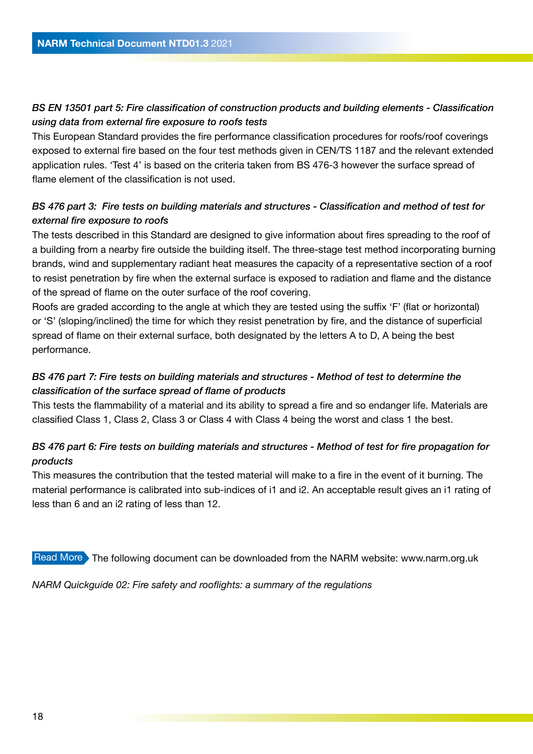### *BS EN 13501 part 5: Fire classification of construction products and building elements - Classification using data from external fire exposure to roofs tests*

This European Standard provides the fire performance classification procedures for roofs/roof coverings exposed to external fire based on the four test methods given in CEN/TS 1187 and the relevant extended application rules. 'Test 4' is based on the criteria taken from BS 476-3 however the surface spread of flame element of the classification is not used.

### *BS 476 part 3: Fire tests on building materials and structures - Classification and method of test for external fire exposure to roofs*

The tests described in this Standard are designed to give information about fires spreading to the roof of a building from a nearby fire outside the building itself. The three-stage test method incorporating burning brands, wind and supplementary radiant heat measures the capacity of a representative section of a roof to resist penetration by fire when the external surface is exposed to radiation and flame and the distance of the spread of flame on the outer surface of the roof covering.

Roofs are graded according to the angle at which they are tested using the suffix 'F' (flat or horizontal) or 'S' (sloping/inclined) the time for which they resist penetration by fire, and the distance of superficial spread of flame on their external surface, both designated by the letters A to D, A being the best performance.

### *BS 476 part 7: Fire tests on building materials and structures - Method of test to determine the classification of the surface spread of flame of products*

This tests the flammability of a material and its ability to spread a fire and so endanger life. Materials are classified Class 1, Class 2, Class 3 or Class 4 with Class 4 being the worst and class 1 the best.

### *BS 476 part 6: Fire tests on building materials and structures - Method of test for fire propagation for products*

This measures the contribution that the tested material will make to a fire in the event of it burning. The material performance is calibrated into sub-indices of i1 and i2. An acceptable result gives an i1 rating of less than 6 and an i2 rating of less than 12.

**Read More** The following document can be downloaded from the NARM website: www.narm.org.uk

*NARM Quickguide 02: Fire safety and rooflights: a summary of the regulations*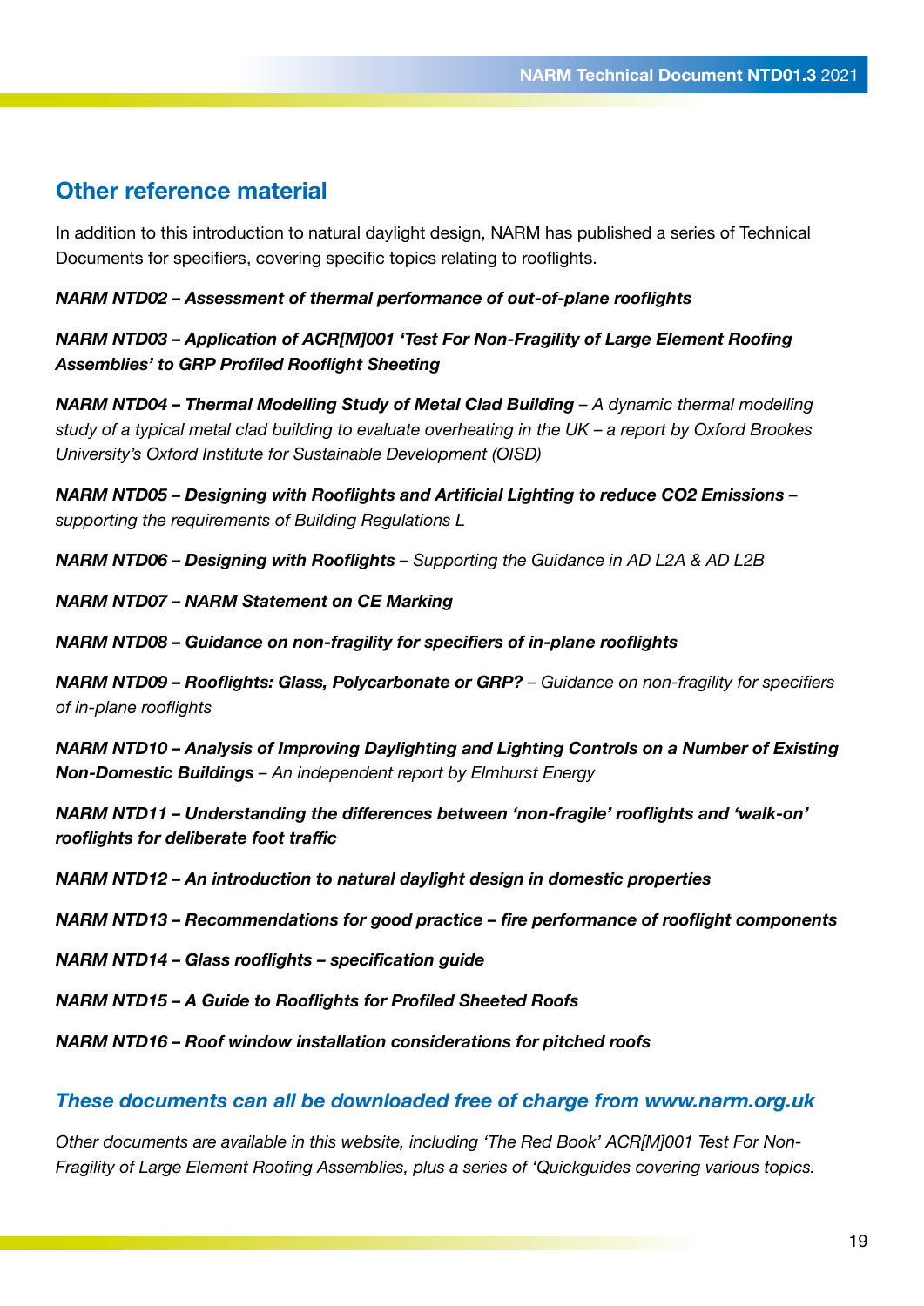## Other reference material

In addition to this introduction to natural daylight design, NARM has published a series of Technical Documents for specifiers, covering specific topics relating to rooflights.

***NARM NTD02 – Assessment of thermal performance of out-of-plane rooflights***

***NARM NTD03 – Application of ACR[M]001 'Test For Non-Fragility of Large Element Roofing Assemblies' to GRP Profiled Rooflight Sheeting***

***NARM NTD04 – Thermal Modelling Study of Metal Clad Building*** *– A dynamic thermal modelling study of a typical metal clad building to evaluate overheating in the UK – a report by Oxford Brookes University's Oxford Institute for Sustainable Development (OISD)*

***NARM NTD05 – Designing with Rooflights and Artificial Lighting to reduce CO2 Emissions*** *– supporting the requirements of Building Regulations L*

***NARM NTD06 – Designing with Rooflights*** *– Supporting the Guidance in AD L2A & AD L2B*

***NARM NTD07 – NARM Statement on CE Marking***

***NARM NTD08 – Guidance on non-fragility for specifiers of in-plane rooflights***

***NARM NTD09 – Rooflights: Glass, Polycarbonate or GRP?*** *– Guidance on non-fragility for specifiers of in-plane rooflights*

***NARM NTD10 – Analysis of Improving Daylighting and Lighting Controls on a Number of Existing Non-Domestic Buildings*** *– An independent report by Elmhurst Energy*

***NARM NTD11 – Understanding the differences between 'non-fragile' rooflights and 'walk-on' rooflights for deliberate foot traffic***

***NARM NTD12 – An introduction to natural daylight design in domestic properties***

***NARM NTD13 – Recommendations for good practice – fire performance of rooflight components***

***NARM NTD14 – Glass rooflights – specification guide***

***NARM NTD15 – A Guide to Rooflights for Profiled Sheeted Roofs***

***NARM NTD16 – Roof window installation considerations for pitched roofs***

***These documents can all be downloaded free of charge from www.narm.org.uk***

*Other documents are available in this website, including 'The Red Book' ACR[M]001 Test For Non-Fragility of Large Element Roofing Assemblies, plus a series of 'Quickguides covering various topics.*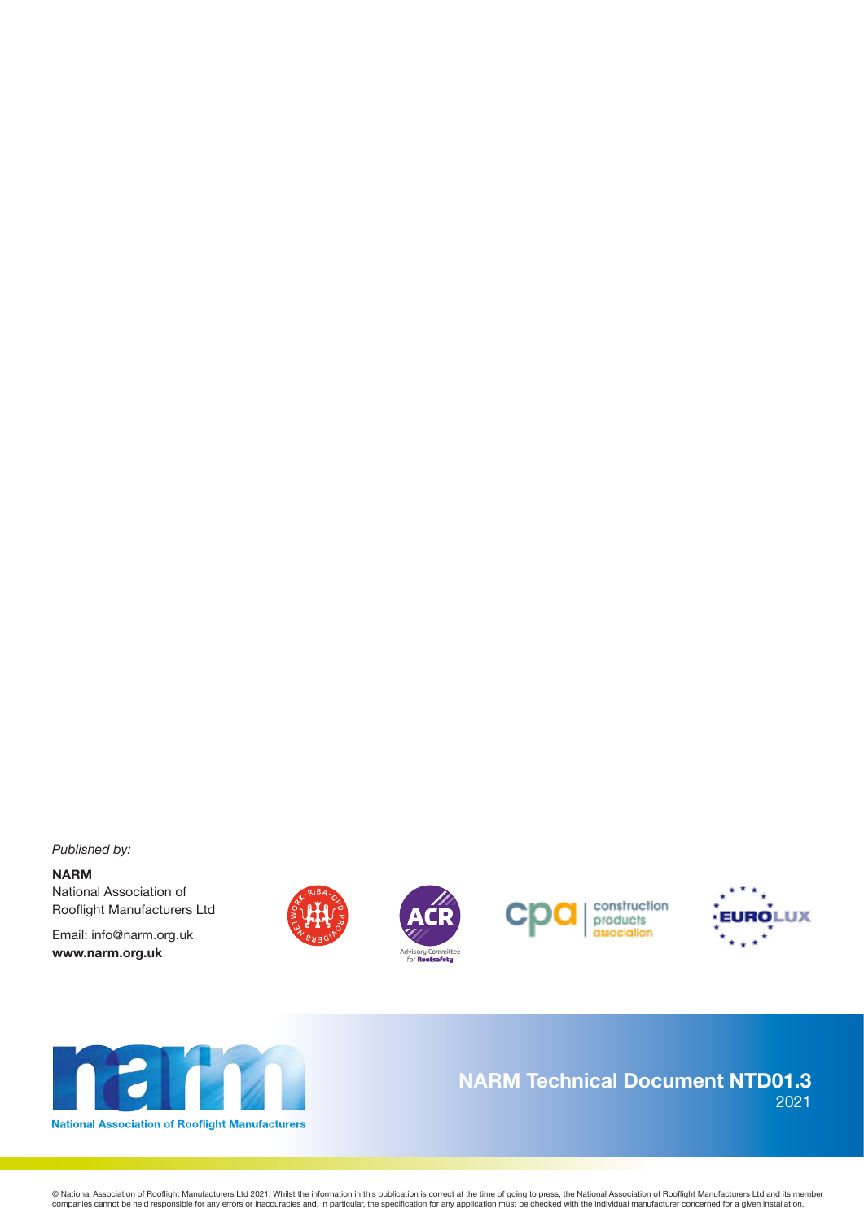*Published by:*

**NARM**
National Association of
Rooflight Manufacturers Ltd

Email: info@narm.org.uk
**www.narm.org.uk**

National Association of Rooflight Manufacturers

**NARM Technical Document NTD01.3**
2021

© National Association of Rooflight Manufacturers Ltd 2021. Whilst the information in this publication is correct at the time of going to press, the National Association of Rooflight Manufacturers Ltd and its member companies cannot be held responsible for any errors or inaccuracies and, in particular, the specification for any application must be checked with the individual manufacturer concerned for a given installation.